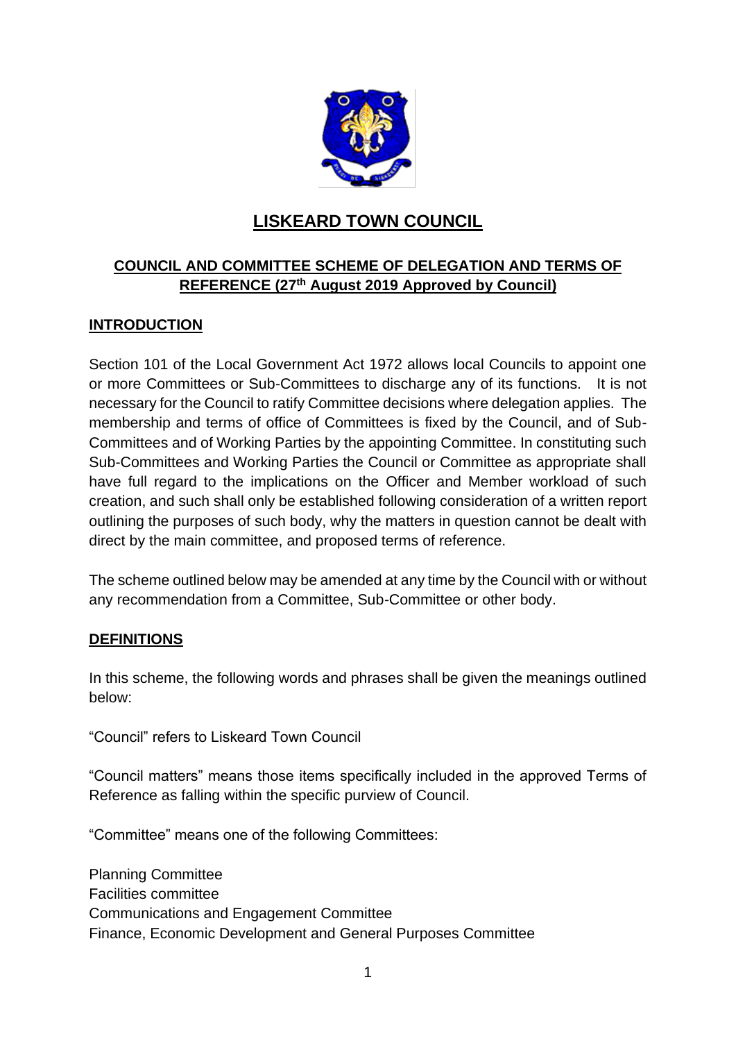# LISKEARD TOWN COUNCIL

## COUNCIL AND COMMITTEE SCHEME OF DELEGATION AND TERMS OF REFERENCE (27th August 2019 Approved by Council)

### INTRODUCTION

Section 101 of the Local Government Act 1972 allows local Councils to appoint one or more Committees or Sub-Committees to discharge any of its functions. It is not necessary for the Council to ratify Committee decisions where delegation applies. The membership and terms of office of Committees is fixed by the Council, and of Sub-Committees and of Working Parties by the appointing Committee. In constituting such Sub-Committees and Working Parties the Council or Committee as appropriate shall have full regard to the implications on the Officer and Member workload of such creation, and such shall only be established following consideration of a written report outlining the purposes of such body, why the matters in question cannot be dealt with direct by the main committee, and proposed terms of reference.

The scheme outlined below may be amended at any time by the Council with or without any recommendation from a Committee, Sub-Committee or other body.

### DEFINITIONS

In this scheme, the following words and phrases shall be given the meanings outlined below:

"Council" refers to Liskeard Town Council

"Council matters" means those items specifically included in the approved Terms of Reference as falling within the specific purview of Council.

"Committee" means one of the following Committees:

Planning Committee
Facilities committee
Communications and Engagement Committee
Finance, Economic Development and General Purposes Committee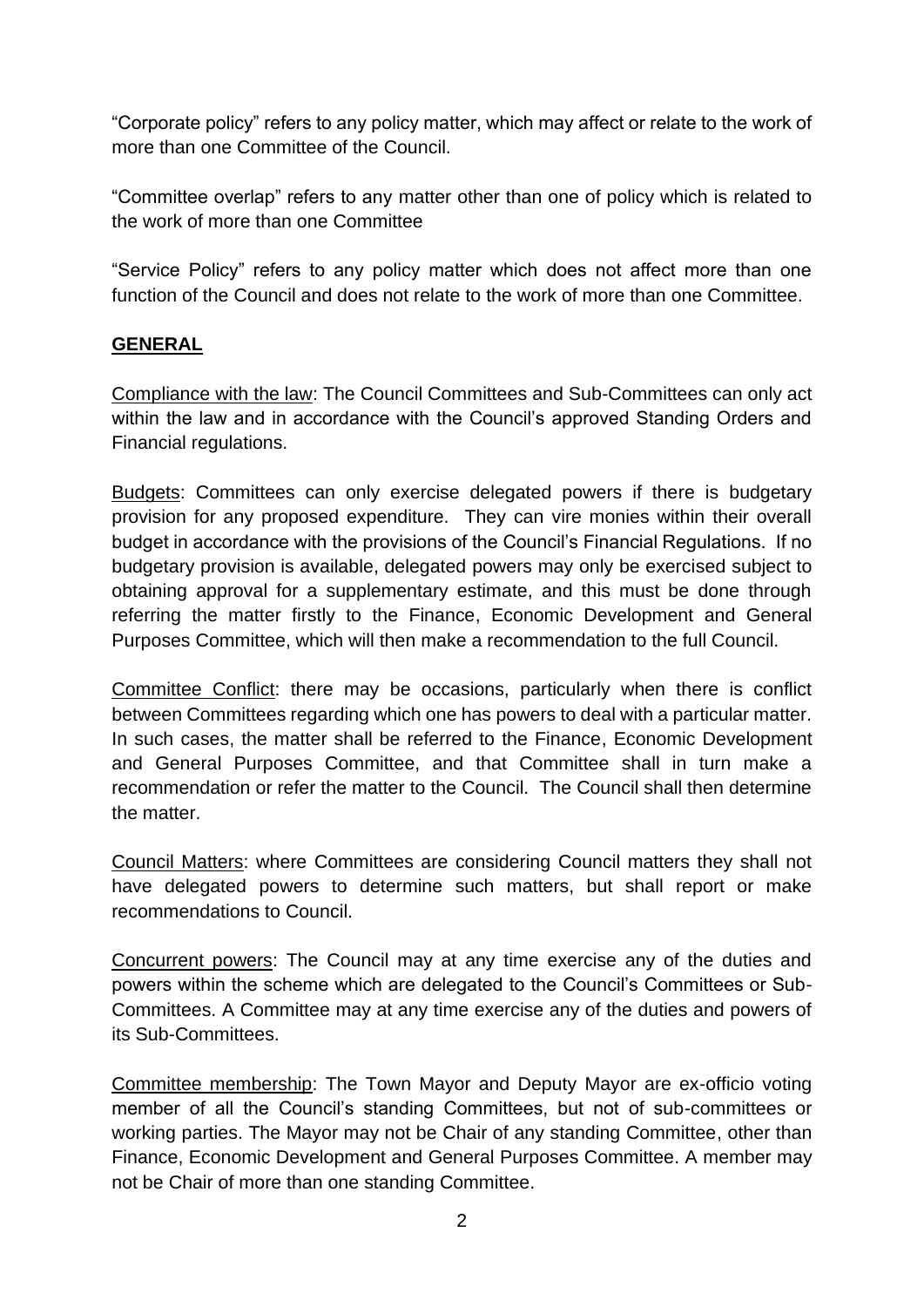"Corporate policy" refers to any policy matter, which may affect or relate to the work of more than one Committee of the Council.

"Committee overlap" refers to any matter other than one of policy which is related to the work of more than one Committee

"Service Policy" refers to any policy matter which does not affect more than one function of the Council and does not relate to the work of more than one Committee.

## GENERAL

Compliance with the law: The Council Committees and Sub-Committees can only act within the law and in accordance with the Council's approved Standing Orders and Financial regulations.

Budgets: Committees can only exercise delegated powers if there is budgetary provision for any proposed expenditure. They can vire monies within their overall budget in accordance with the provisions of the Council's Financial Regulations. If no budgetary provision is available, delegated powers may only be exercised subject to obtaining approval for a supplementary estimate, and this must be done through referring the matter firstly to the Finance, Economic Development and General Purposes Committee, which will then make a recommendation to the full Council.

Committee Conflict: there may be occasions, particularly when there is conflict between Committees regarding which one has powers to deal with a particular matter. In such cases, the matter shall be referred to the Finance, Economic Development and General Purposes Committee, and that Committee shall in turn make a recommendation or refer the matter to the Council. The Council shall then determine the matter.

Council Matters: where Committees are considering Council matters they shall not have delegated powers to determine such matters, but shall report or make recommendations to Council.

Concurrent powers: The Council may at any time exercise any of the duties and powers within the scheme which are delegated to the Council's Committees or Sub-Committees. A Committee may at any time exercise any of the duties and powers of its Sub-Committees.

Committee membership: The Town Mayor and Deputy Mayor are ex-officio voting member of all the Council's standing Committees, but not of sub-committees or working parties. The Mayor may not be Chair of any standing Committee, other than Finance, Economic Development and General Purposes Committee. A member may not be Chair of more than one standing Committee.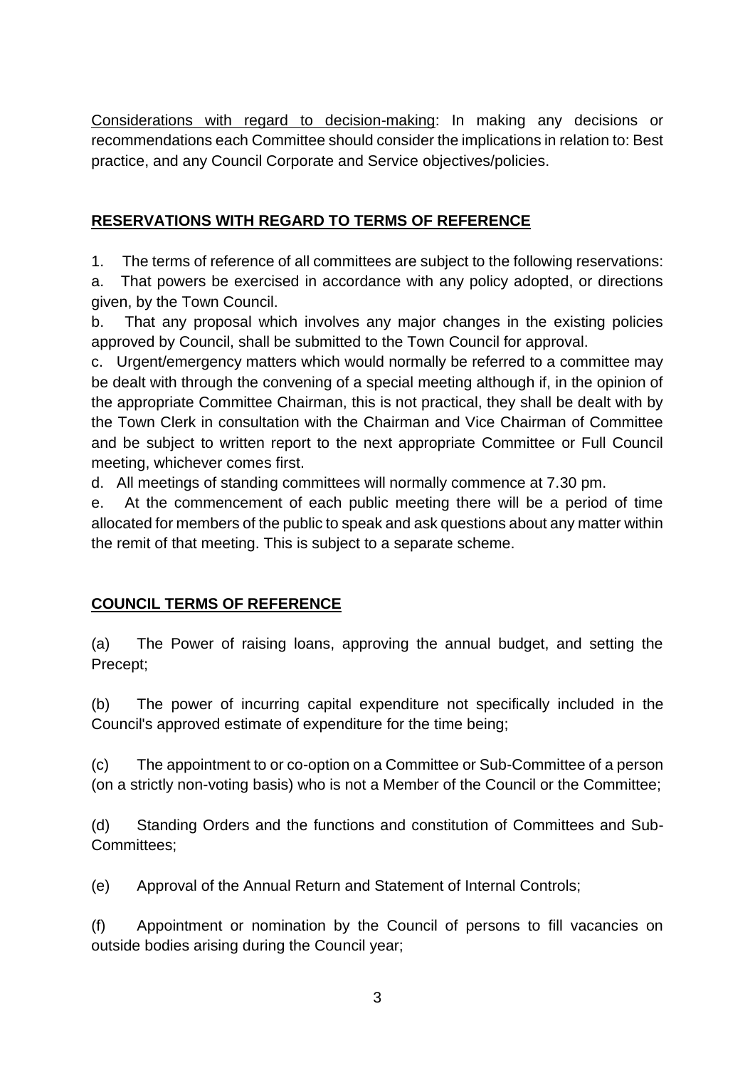Considerations with regard to decision-making: In making any decisions or recommendations each Committee should consider the implications in relation to: Best practice, and any Council Corporate and Service objectives/policies.

## RESERVATIONS WITH REGARD TO TERMS OF REFERENCE

1. The terms of reference of all committees are subject to the following reservations:

a. That powers be exercised in accordance with any policy adopted, or directions given, by the Town Council.

b. That any proposal which involves any major changes in the existing policies approved by Council, shall be submitted to the Town Council for approval.

c. Urgent/emergency matters which would normally be referred to a committee may be dealt with through the convening of a special meeting although if, in the opinion of the appropriate Committee Chairman, this is not practical, they shall be dealt with by the Town Clerk in consultation with the Chairman and Vice Chairman of Committee and be subject to written report to the next appropriate Committee or Full Council meeting, whichever comes first.

d. All meetings of standing committees will normally commence at 7.30 pm.

e. At the commencement of each public meeting there will be a period of time allocated for members of the public to speak and ask questions about any matter within the remit of that meeting. This is subject to a separate scheme.

## COUNCIL TERMS OF REFERENCE

(a) The Power of raising loans, approving the annual budget, and setting the Precept;

(b) The power of incurring capital expenditure not specifically included in the Council's approved estimate of expenditure for the time being;

(c) The appointment to or co-option on a Committee or Sub-Committee of a person (on a strictly non-voting basis) who is not a Member of the Council or the Committee;

(d) Standing Orders and the functions and constitution of Committees and Sub-Committees;

(e) Approval of the Annual Return and Statement of Internal Controls;

(f) Appointment or nomination by the Council of persons to fill vacancies on outside bodies arising during the Council year;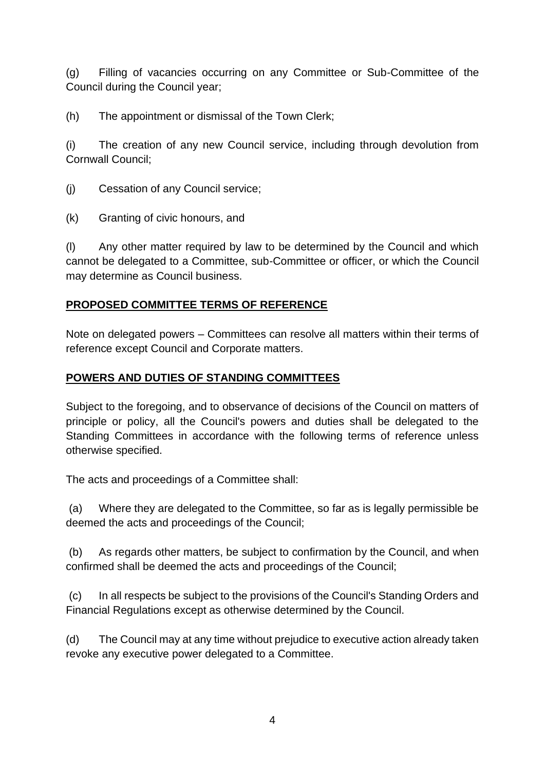(g) Filling of vacancies occurring on any Committee or Sub-Committee of the Council during the Council year;

(h) The appointment or dismissal of the Town Clerk;

(i) The creation of any new Council service, including through devolution from Cornwall Council;

(j) Cessation of any Council service;

(k) Granting of civic honours, and

(l) Any other matter required by law to be determined by the Council and which cannot be delegated to a Committee, sub-Committee or officer, or which the Council may determine as Council business.

**PROPOSED COMMITTEE TERMS OF REFERENCE**

Note on delegated powers – Committees can resolve all matters within their terms of reference except Council and Corporate matters.

**POWERS AND DUTIES OF STANDING COMMITTEES**

Subject to the foregoing, and to observance of decisions of the Council on matters of principle or policy, all the Council's powers and duties shall be delegated to the Standing Committees in accordance with the following terms of reference unless otherwise specified.

The acts and proceedings of a Committee shall:

(a) Where they are delegated to the Committee, so far as is legally permissible be deemed the acts and proceedings of the Council;

(b) As regards other matters, be subject to confirmation by the Council, and when confirmed shall be deemed the acts and proceedings of the Council;

(c) In all respects be subject to the provisions of the Council's Standing Orders and Financial Regulations except as otherwise determined by the Council.

(d) The Council may at any time without prejudice to executive action already taken revoke any executive power delegated to a Committee.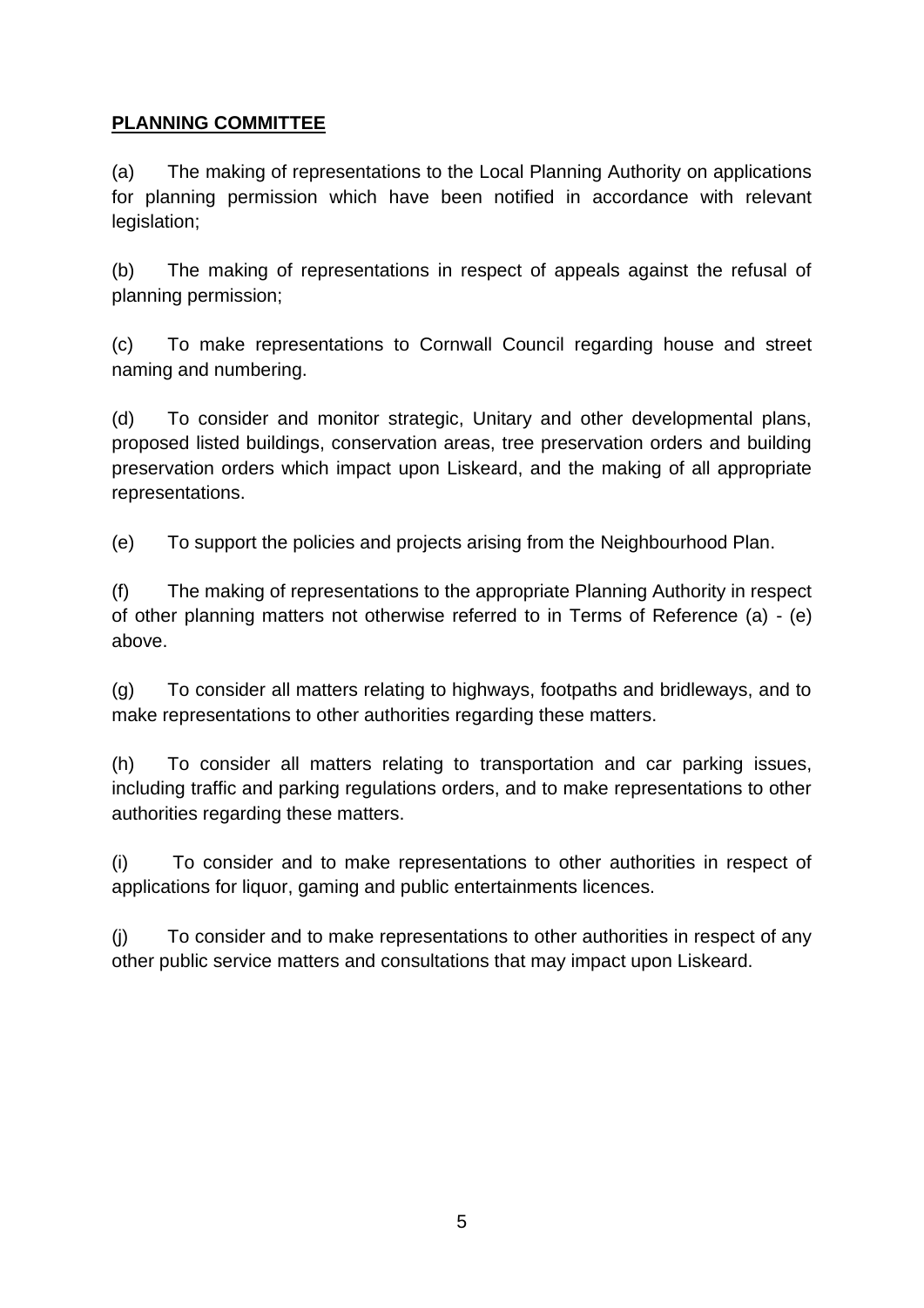**PLANNING COMMITTEE**

(a) The making of representations to the Local Planning Authority on applications for planning permission which have been notified in accordance with relevant legislation;

(b) The making of representations in respect of appeals against the refusal of planning permission;

(c) To make representations to Cornwall Council regarding house and street naming and numbering.

(d) To consider and monitor strategic, Unitary and other developmental plans, proposed listed buildings, conservation areas, tree preservation orders and building preservation orders which impact upon Liskeard, and the making of all appropriate representations.

(e) To support the policies and projects arising from the Neighbourhood Plan.

(f) The making of representations to the appropriate Planning Authority in respect of other planning matters not otherwise referred to in Terms of Reference (a) - (e) above.

(g) To consider all matters relating to highways, footpaths and bridleways, and to make representations to other authorities regarding these matters.

(h) To consider all matters relating to transportation and car parking issues, including traffic and parking regulations orders, and to make representations to other authorities regarding these matters.

(i) To consider and to make representations to other authorities in respect of applications for liquor, gaming and public entertainments licences.

(j) To consider and to make representations to other authorities in respect of any other public service matters and consultations that may impact upon Liskeard.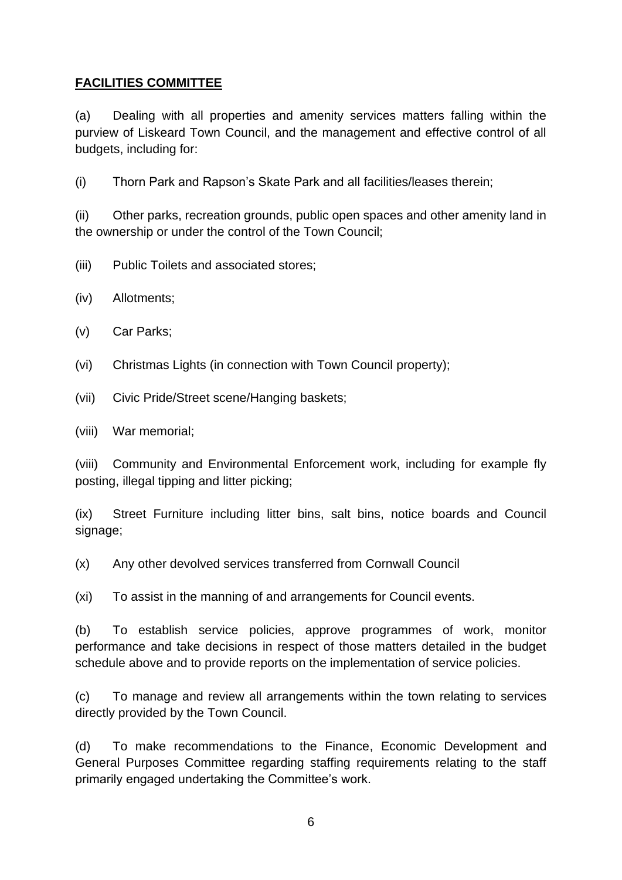## **FACILITIES COMMITTEE**

(a) Dealing with all properties and amenity services matters falling within the purview of Liskeard Town Council, and the management and effective control of all budgets, including for:

(i) Thorn Park and Rapson's Skate Park and all facilities/leases therein;

(ii) Other parks, recreation grounds, public open spaces and other amenity land in the ownership or under the control of the Town Council;

(iii) Public Toilets and associated stores;

(iv) Allotments;

(v) Car Parks;

(vi) Christmas Lights (in connection with Town Council property);

(vii) Civic Pride/Street scene/Hanging baskets;

(viii) War memorial;

(viii) Community and Environmental Enforcement work, including for example fly posting, illegal tipping and litter picking;

(ix) Street Furniture including litter bins, salt bins, notice boards and Council signage;

(x) Any other devolved services transferred from Cornwall Council

(xi) To assist in the manning of and arrangements for Council events.

(b) To establish service policies, approve programmes of work, monitor performance and take decisions in respect of those matters detailed in the budget schedule above and to provide reports on the implementation of service policies.

(c) To manage and review all arrangements within the town relating to services directly provided by the Town Council.

(d) To make recommendations to the Finance, Economic Development and General Purposes Committee regarding staffing requirements relating to the staff primarily engaged undertaking the Committee's work.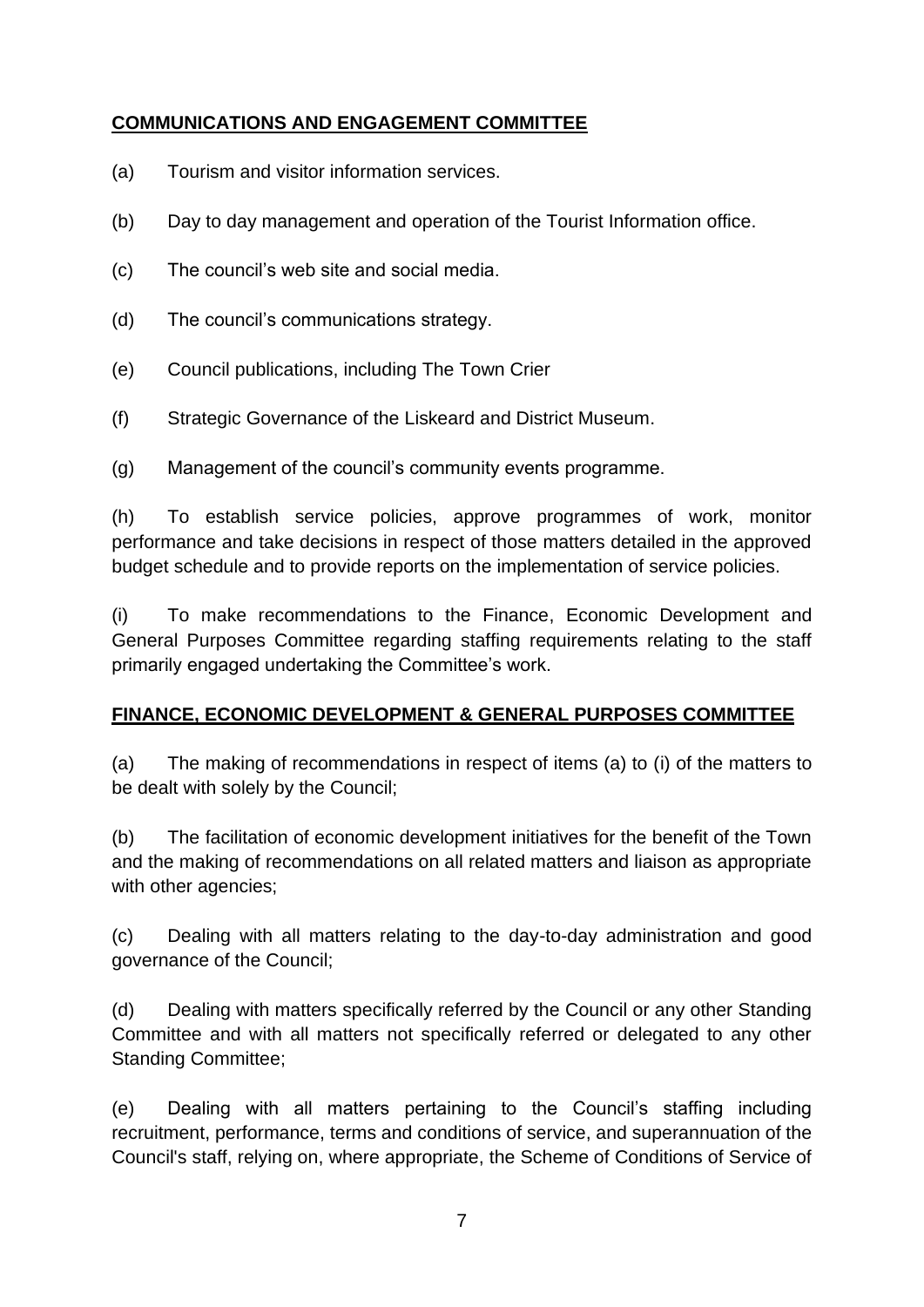## COMMUNICATIONS AND ENGAGEMENT COMMITTEE

(a) Tourism and visitor information services.

(b) Day to day management and operation of the Tourist Information office.

(c) The council's web site and social media.

(d) The council's communications strategy.

(e) Council publications, including The Town Crier

(f) Strategic Governance of the Liskeard and District Museum.

(g) Management of the council's community events programme.

(h) To establish service policies, approve programmes of work, monitor performance and take decisions in respect of those matters detailed in the approved budget schedule and to provide reports on the implementation of service policies.

(i) To make recommendations to the Finance, Economic Development and General Purposes Committee regarding staffing requirements relating to the staff primarily engaged undertaking the Committee's work.

## FINANCE, ECONOMIC DEVELOPMENT & GENERAL PURPOSES COMMITTEE

(a) The making of recommendations in respect of items (a) to (i) of the matters to be dealt with solely by the Council;

(b) The facilitation of economic development initiatives for the benefit of the Town and the making of recommendations on all related matters and liaison as appropriate with other agencies;

(c) Dealing with all matters relating to the day-to-day administration and good governance of the Council;

(d) Dealing with matters specifically referred by the Council or any other Standing Committee and with all matters not specifically referred or delegated to any other Standing Committee;

(e) Dealing with all matters pertaining to the Council's staffing including recruitment, performance, terms and conditions of service, and superannuation of the Council's staff, relying on, where appropriate, the Scheme of Conditions of Service of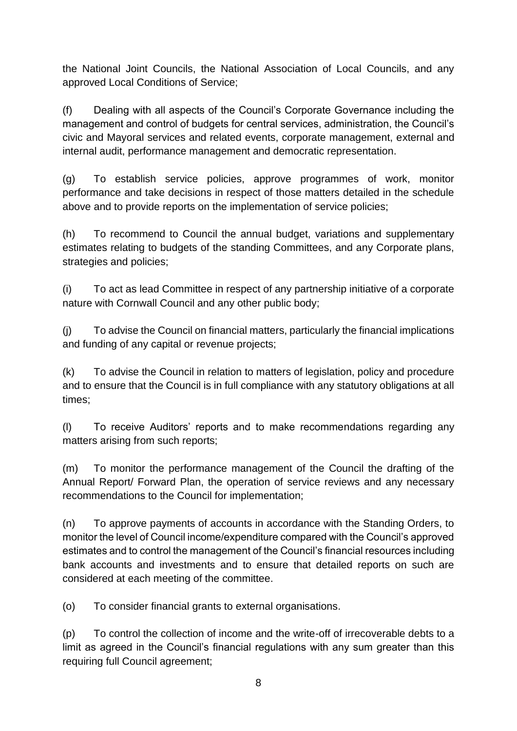the National Joint Councils, the National Association of Local Councils, and any approved Local Conditions of Service;

(f) Dealing with all aspects of the Council's Corporate Governance including the management and control of budgets for central services, administration, the Council's civic and Mayoral services and related events, corporate management, external and internal audit, performance management and democratic representation.

(g) To establish service policies, approve programmes of work, monitor performance and take decisions in respect of those matters detailed in the schedule above and to provide reports on the implementation of service policies;

(h) To recommend to Council the annual budget, variations and supplementary estimates relating to budgets of the standing Committees, and any Corporate plans, strategies and policies;

(i) To act as lead Committee in respect of any partnership initiative of a corporate nature with Cornwall Council and any other public body;

(j) To advise the Council on financial matters, particularly the financial implications and funding of any capital or revenue projects;

(k) To advise the Council in relation to matters of legislation, policy and procedure and to ensure that the Council is in full compliance with any statutory obligations at all times;

(l) To receive Auditors' reports and to make recommendations regarding any matters arising from such reports;

(m) To monitor the performance management of the Council the drafting of the Annual Report/ Forward Plan, the operation of service reviews and any necessary recommendations to the Council for implementation;

(n) To approve payments of accounts in accordance with the Standing Orders, to monitor the level of Council income/expenditure compared with the Council's approved estimates and to control the management of the Council's financial resources including bank accounts and investments and to ensure that detailed reports on such are considered at each meeting of the committee.

(o) To consider financial grants to external organisations.

(p) To control the collection of income and the write-off of irrecoverable debts to a limit as agreed in the Council's financial regulations with any sum greater than this requiring full Council agreement;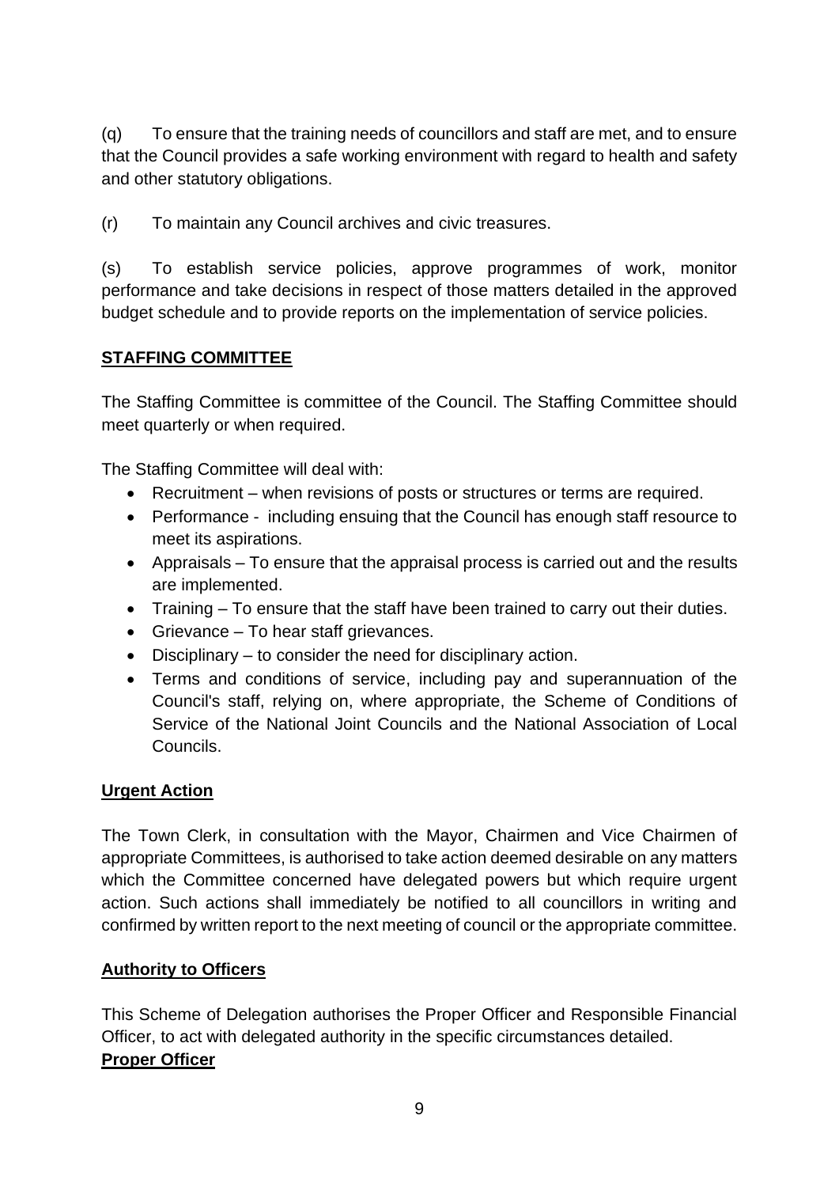(q) To ensure that the training needs of councillors and staff are met, and to ensure that the Council provides a safe working environment with regard to health and safety and other statutory obligations.

(r) To maintain any Council archives and civic treasures.

(s) To establish service policies, approve programmes of work, monitor performance and take decisions in respect of those matters detailed in the approved budget schedule and to provide reports on the implementation of service policies.

## STAFFING COMMITTEE

The Staffing Committee is committee of the Council. The Staffing Committee should meet quarterly or when required.

The Staffing Committee will deal with:

- Recruitment – when revisions of posts or structures or terms are required.
- Performance - including ensuing that the Council has enough staff resource to meet its aspirations.
- Appraisals – To ensure that the appraisal process is carried out and the results are implemented.
- Training – To ensure that the staff have been trained to carry out their duties.
- Grievance – To hear staff grievances.
- Disciplinary – to consider the need for disciplinary action.
- Terms and conditions of service, including pay and superannuation of the Council's staff, relying on, where appropriate, the Scheme of Conditions of Service of the National Joint Councils and the National Association of Local Councils.

## Urgent Action

The Town Clerk, in consultation with the Mayor, Chairmen and Vice Chairmen of appropriate Committees, is authorised to take action deemed desirable on any matters which the Committee concerned have delegated powers but which require urgent action. Such actions shall immediately be notified to all councillors in writing and confirmed by written report to the next meeting of council or the appropriate committee.

## Authority to Officers

This Scheme of Delegation authorises the Proper Officer and Responsible Financial Officer, to act with delegated authority in the specific circumstances detailed.

## Proper Officer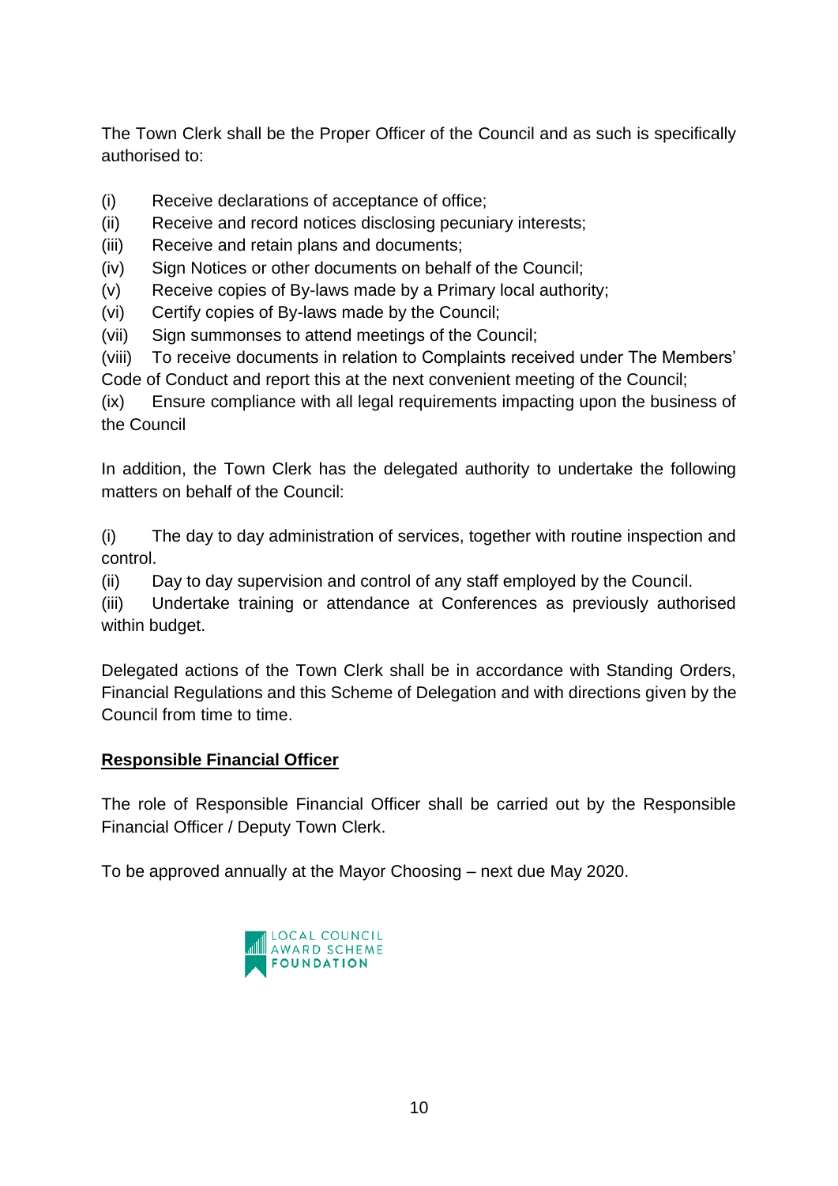The Town Clerk shall be the Proper Officer of the Council and as such is specifically authorised to:

(i) Receive declarations of acceptance of office;
(ii) Receive and record notices disclosing pecuniary interests;
(iii) Receive and retain plans and documents;
(iv) Sign Notices or other documents on behalf of the Council;
(v) Receive copies of By-laws made by a Primary local authority;
(vi) Certify copies of By-laws made by the Council;
(vii) Sign summonses to attend meetings of the Council;
(viii) To receive documents in relation to Complaints received under The Members' Code of Conduct and report this at the next convenient meeting of the Council;
(ix) Ensure compliance with all legal requirements impacting upon the business of the Council

In addition, the Town Clerk has the delegated authority to undertake the following matters on behalf of the Council:

(i) The day to day administration of services, together with routine inspection and control.
(ii) Day to day supervision and control of any staff employed by the Council.
(iii) Undertake training or attendance at Conferences as previously authorised within budget.

Delegated actions of the Town Clerk shall be in accordance with Standing Orders, Financial Regulations and this Scheme of Delegation and with directions given by the Council from time to time.

**Responsible Financial Officer**

The role of Responsible Financial Officer shall be carried out by the Responsible Financial Officer / Deputy Town Clerk.

To be approved annually at the Mayor Choosing – next due May 2020.

LOCAL COUNCIL AWARD SCHEME FOUNDATION